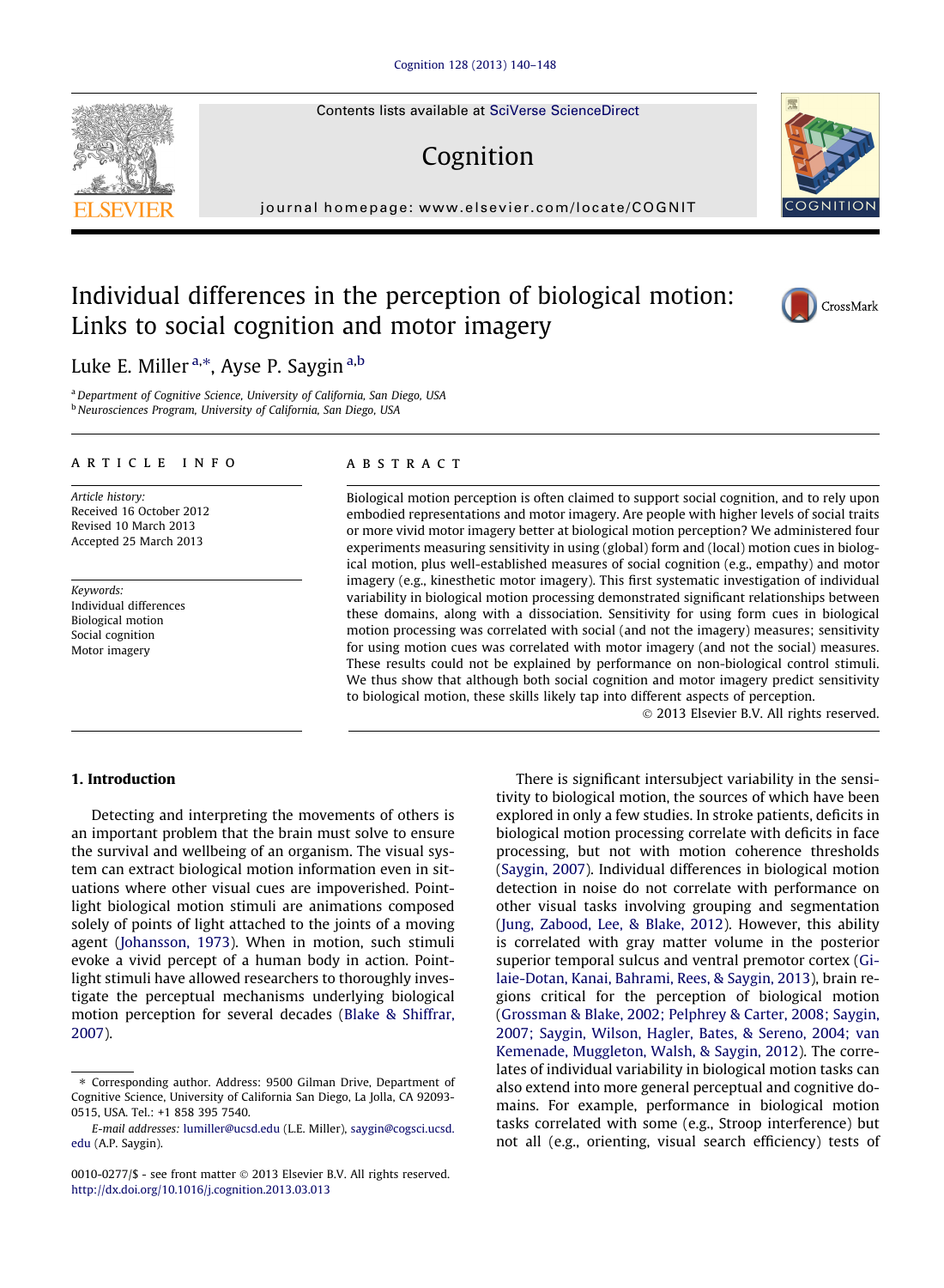# Individual differences in the perception of biological motion: Links to social cognition and motor imagery

Luke E. Miller[a,*], Ayse P. Saygin[a,b]

[a] Department of Cognitive Science, University of California, San Diego, USA
[b] Neurosciences Program, University of California, San Diego, USA

## ARTICLE INFO

*Article history:*
Received 16 October 2012
Revised 10 March 2013
Accepted 25 March 2013

*Keywords:*
Individual differences
Biological motion
Social cognition
Motor imagery

## ABSTRACT

Biological motion perception is often claimed to support social cognition, and to rely upon embodied representations and motor imagery. Are people with higher levels of social traits or more vivid motor imagery better at biological motion perception? We administered four experiments measuring sensitivity in using (global) form and (local) motion cues in biological motion, plus well-established measures of social cognition (e.g., empathy) and motor imagery (e.g., kinesthetic motor imagery). This first systematic investigation of individual variability in biological motion processing demonstrated significant relationships between these domains, along with a dissociation. Sensitivity for using form cues in biological motion processing was correlated with social (and not the imagery) measures; sensitivity for using motion cues was correlated with motor imagery (and not the social) measures. These results could not be explained by performance on non-biological control stimuli. We thus show that although both social cognition and motor imagery predict sensitivity to biological motion, these skills likely tap into different aspects of perception.

© 2013 Elsevier B.V. All rights reserved.

## 1. Introduction

Detecting and interpreting the movements of others is an important problem that the brain must solve to ensure the survival and wellbeing of an organism. The visual system can extract biological motion information even in situations where other visual cues are impoverished. Point-light biological motion stimuli are animations composed solely of points of light attached to the joints of a moving agent (Johansson, 1973). When in motion, such stimuli evoke a vivid percept of a human body in action. Point-light stimuli have allowed researchers to thoroughly investigate the perceptual mechanisms underlying biological motion perception for several decades (Blake & Shiffrar, 2007).

There is significant intersubject variability in the sensitivity to biological motion, the sources of which have been explored in only a few studies. In stroke patients, deficits in biological motion processing correlate with deficits in face processing, but not with motion coherence thresholds (Saygin, 2007). Individual differences in biological motion detection in noise do not correlate with performance on other visual tasks involving grouping and segmentation (Jung, Zabood, Lee, & Blake, 2012). However, this ability is correlated with gray matter volume in the posterior superior temporal sulcus and ventral premotor cortex (Gilaie-Dotan, Kanai, Bahrami, Rees, & Saygin, 2013), brain regions critical for the perception of biological motion (Grossman & Blake, 2002; Pelphrey & Carter, 2008; Saygin, 2007; Saygin, Wilson, Hagler, Bates, & Sereno, 2004; van Kemenade, Muggleton, Walsh, & Saygin, 2012). The correlates of individual variability in biological motion tasks can also extend into more general perceptual and cognitive domains. For example, performance in biological motion tasks correlated with some (e.g., Stroop interference) but not all (e.g., orienting, visual search efficiency) tests of

---

* Corresponding author. Address: 9500 Gilman Drive, Department of Cognitive Science, University of California San Diego, La Jolla, CA 92093-0515, USA. Tel.: +1 858 395 7540.

*E-mail addresses:* lumiller@ucsd.edu (L.E. Miller), saygin@cogsci.ucsd.edu (A.P. Saygin).

0010-0277/$ - see front matter © 2013 Elsevier B.V. All rights reserved.
http://dx.doi.org/10.1016/j.cognition.2013.03.013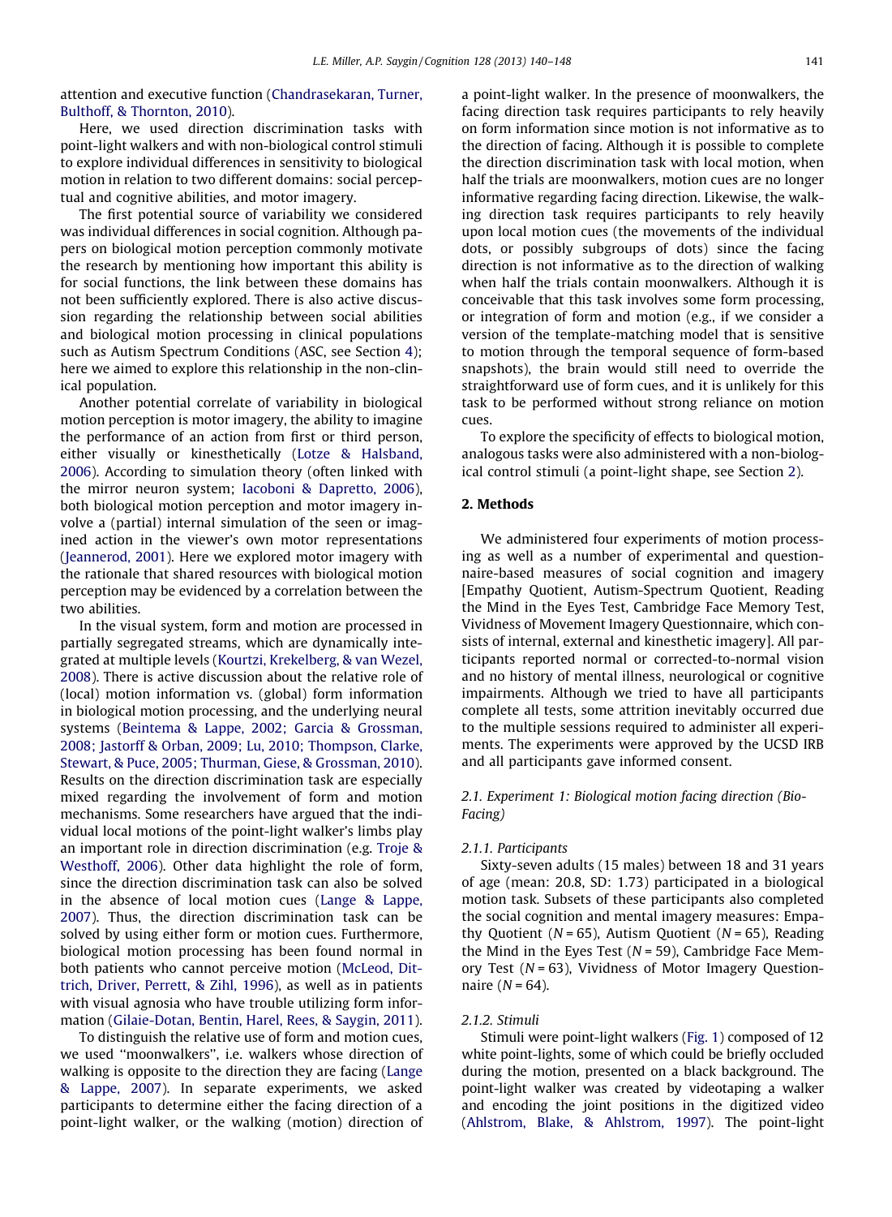attention and executive function (Chandrasekaran, Turner, Bulthoff, & Thornton, 2010).

Here, we used direction discrimination tasks with point-light walkers and with non-biological control stimuli to explore individual differences in sensitivity to biological motion in relation to two different domains: social perceptual and cognitive abilities, and motor imagery.

The first potential source of variability we considered was individual differences in social cognition. Although papers on biological motion perception commonly motivate the research by mentioning how important this ability is for social functions, the link between these domains has not been sufficiently explored. There is also active discussion regarding the relationship between social abilities and biological motion processing in clinical populations such as Autism Spectrum Conditions (ASC, see Section 4); here we aimed to explore this relationship in the non-clinical population.

Another potential correlate of variability in biological motion perception is motor imagery, the ability to imagine the performance of an action from first or third person, either visually or kinesthetically (Lotze & Halsband, 2006). According to simulation theory (often linked with the mirror neuron system; Iacoboni & Dapretto, 2006), both biological motion perception and motor imagery involve a (partial) internal simulation of the seen or imagined action in the viewer's own motor representations (Jeannerod, 2001). Here we explored motor imagery with the rationale that shared resources with biological motion perception may be evidenced by a correlation between the two abilities.

In the visual system, form and motion are processed in partially segregated streams, which are dynamically integrated at multiple levels (Kourtzi, Krekelberg, & van Wezel, 2008). There is active discussion about the relative role of (local) motion information vs. (global) form information in biological motion processing, and the underlying neural systems (Beintema & Lappe, 2002; Garcia & Grossman, 2008; Jastorff & Orban, 2009; Lu, 2010; Thompson, Clarke, Stewart, & Puce, 2005; Thurman, Giese, & Grossman, 2010). Results on the direction discrimination task are especially mixed regarding the involvement of form and motion mechanisms. Some researchers have argued that the individual local motions of the point-light walker's limbs play an important role in direction discrimination (e.g. Troje & Westhoff, 2006). Other data highlight the role of form, since the direction discrimination task can also be solved in the absence of local motion cues (Lange & Lappe, 2007). Thus, the direction discrimination task can be solved by using either form or motion cues. Furthermore, biological motion processing has been found normal in both patients who cannot perceive motion (McLeod, Dittrich, Driver, Perrett, & Zihl, 1996), as well as in patients with visual agnosia who have trouble utilizing form information (Gilaie-Dotan, Bentin, Harel, Rees, & Saygin, 2011).

To distinguish the relative use of form and motion cues, we used "moonwalkers", i.e. walkers whose direction of walking is opposite to the direction they are facing (Lange & Lappe, 2007). In separate experiments, we asked participants to determine either the facing direction of a point-light walker, or the walking (motion) direction of a point-light walker. In the presence of moonwalkers, the facing direction task requires participants to rely heavily on form information since motion is not informative as to the direction of facing. Although it is possible to complete the direction discrimination task with local motion, when half the trials are moonwalkers, motion cues are no longer informative regarding facing direction. Likewise, the walking direction task requires participants to rely heavily upon local motion cues (the movements of the individual dots, or possibly subgroups of dots) since the facing direction is not informative as to the direction of walking when half the trials contain moonwalkers. Although it is conceivable that this task involves some form processing, or integration of form and motion (e.g., if we consider a version of the template-matching model that is sensitive to motion through the temporal sequence of form-based snapshots), the brain would still need to override the straightforward use of form cues, and it is unlikely for this task to be performed without strong reliance on motion cues.

To explore the specificity of effects to biological motion, analogous tasks were also administered with a non-biological control stimuli (a point-light shape, see Section 2).

## 2. Methods

We administered four experiments of motion processing as well as a number of experimental and questionnaire-based measures of social cognition and imagery [Empathy Quotient, Autism-Spectrum Quotient, Reading the Mind in the Eyes Test, Cambridge Face Memory Test, Vividness of Movement Imagery Questionnaire, which consists of internal, external and kinesthetic imagery]. All participants reported normal or corrected-to-normal vision and no history of mental illness, neurological or cognitive impairments. Although we tried to have all participants complete all tests, some attrition inevitably occurred due to the multiple sessions required to administer all experiments. The experiments were approved by the UCSD IRB and all participants gave informed consent.

### 2.1. Experiment 1: Biological motion facing direction (Bio-Facing)

#### 2.1.1. Participants

Sixty-seven adults (15 males) between 18 and 31 years of age (mean: 20.8, SD: 1.73) participated in a biological motion task. Subsets of these participants also completed the social cognition and mental imagery measures: Empathy Quotient ($N = 65$), Autism Quotient ($N = 65$), Reading the Mind in the Eyes Test ($N = 59$), Cambridge Face Memory Test ($N = 63$), Vividness of Motor Imagery Questionnaire ($N = 64$).

#### 2.1.2. Stimuli

Stimuli were point-light walkers (Fig. 1) composed of 12 white point-lights, some of which could be briefly occluded during the motion, presented on a black background. The point-light walker was created by videotaping a walker and encoding the joint positions in the digitized video (Ahlstrom, Blake, & Ahlstrom, 1997). The point-light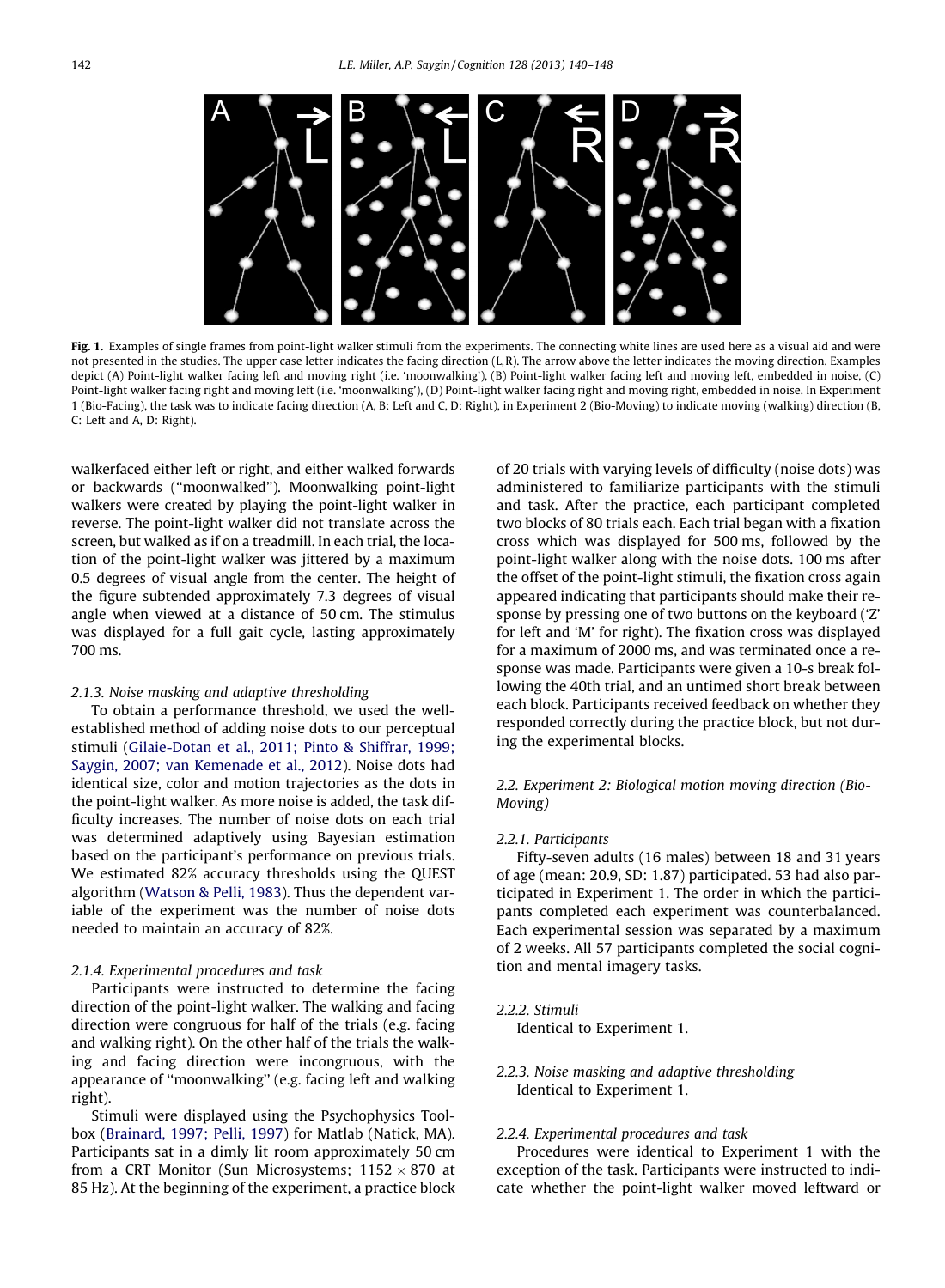**Fig. 1.** Examples of single frames from point-light walker stimuli from the experiments. The connecting white lines are used here as a visual aid and were not presented in the studies. The upper case letter indicates the facing direction (L,R). The arrow above the letter indicates the moving direction. Examples depict (A) Point-light walker facing left and moving right (i.e. 'moonwalking'), (B) Point-light walker facing left and moving left, embedded in noise, (C) Point-light walker facing right and moving left (i.e. 'moonwalking'), (D) Point-light walker facing right and moving right, embedded in noise. In Experiment 1 (Bio-Facing), the task was to indicate facing direction (A, B: Left and C, D: Right), in Experiment 2 (Bio-Moving) to indicate moving (walking) direction (B, C: Left and A, D: Right).

walkerfaced either left or right, and either walked forwards or backwards ("moonwalked"). Moonwalking point-light walkers were created by playing the point-light walker in reverse. The point-light walker did not translate across the screen, but walked as if on a treadmill. In each trial, the location of the point-light walker was jittered by a maximum 0.5 degrees of visual angle from the center. The height of the figure subtended approximately 7.3 degrees of visual angle when viewed at a distance of 50 cm. The stimulus was displayed for a full gait cycle, lasting approximately 700 ms.

#### 2.1.3. Noise masking and adaptive thresholding

To obtain a performance threshold, we used the well-established method of adding noise dots to our perceptual stimuli (Gilaie-Dotan et al., 2011; Pinto & Shiffrar, 1999; Saygin, 2007; van Kemenade et al., 2012). Noise dots had identical size, color and motion trajectories as the dots in the point-light walker. As more noise is added, the task difficulty increases. The number of noise dots on each trial was determined adaptively using Bayesian estimation based on the participant's performance on previous trials. We estimated 82% accuracy thresholds using the QUEST algorithm (Watson & Pelli, 1983). Thus the dependent variable of the experiment was the number of noise dots needed to maintain an accuracy of 82%.

#### 2.1.4. Experimental procedures and task

Participants were instructed to determine the facing direction of the point-light walker. The walking and facing direction were congruous for half of the trials (e.g. facing and walking right). On the other half of the trials the walking and facing direction were incongruous, with the appearance of "moonwalking" (e.g. facing left and walking right).

Stimuli were displayed using the Psychophysics Toolbox (Brainard, 1997; Pelli, 1997) for Matlab (Natick, MA). Participants sat in a dimly lit room approximately 50 cm from a CRT Monitor (Sun Microsystems; 1152 × 870 at 85 Hz). At the beginning of the experiment, a practice block of 20 trials with varying levels of difficulty (noise dots) was administered to familiarize participants with the stimuli and task. After the practice, each participant completed two blocks of 80 trials each. Each trial began with a fixation cross which was displayed for 500 ms, followed by the point-light walker along with the noise dots. 100 ms after the offset of the point-light stimuli, the fixation cross again appeared indicating that participants should make their response by pressing one of two buttons on the keyboard ('Z' for left and 'M' for right). The fixation cross was displayed for a maximum of 2000 ms, and was terminated once a response was made. Participants were given a 10-s break following the 40th trial, and an untimed short break between each block. Participants received feedback on whether they responded correctly during the practice block, but not during the experimental blocks.

### 2.2. Experiment 2: Biological motion moving direction (Bio-Moving)

#### 2.2.1. Participants

Fifty-seven adults (16 males) between 18 and 31 years of age (mean: 20.9, SD: 1.87) participated. 53 had also participated in Experiment 1. The order in which the participants completed each experiment was counterbalanced. Each experimental session was separated by a maximum of 2 weeks. All 57 participants completed the social cognition and mental imagery tasks.

#### 2.2.2. Stimuli

Identical to Experiment 1.

#### 2.2.3. Noise masking and adaptive thresholding

Identical to Experiment 1.

#### 2.2.4. Experimental procedures and task

Procedures were identical to Experiment 1 with the exception of the task. Participants were instructed to indicate whether the point-light walker moved leftward or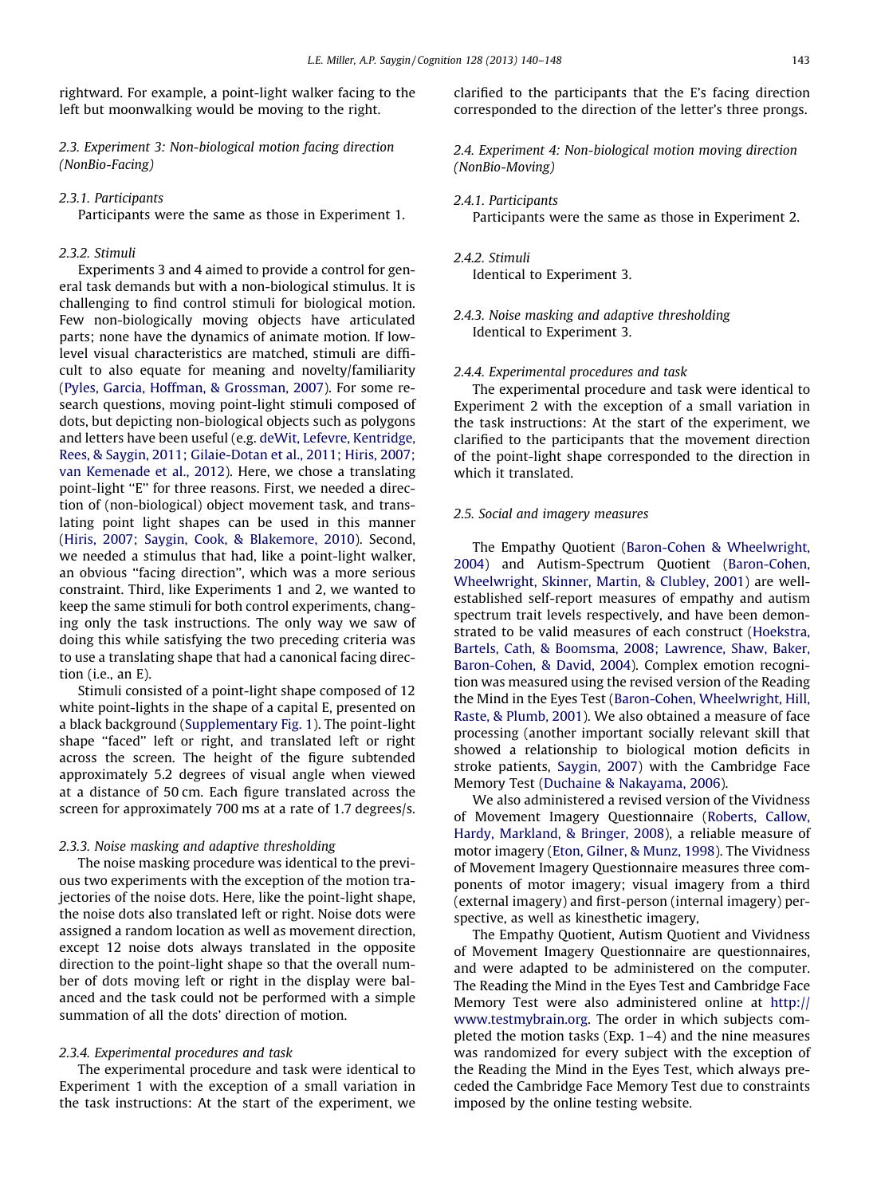rightward. For example, a point-light walker facing to the left but moonwalking would be moving to the right.

### 2.3. Experiment 3: Non-biological motion facing direction (NonBio-Facing)

#### 2.3.1. Participants

Participants were the same as those in Experiment 1.

#### 2.3.2. Stimuli

Experiments 3 and 4 aimed to provide a control for general task demands but with a non-biological stimulus. It is challenging to find control stimuli for biological motion. Few non-biologically moving objects have articulated parts; none have the dynamics of animate motion. If low-level visual characteristics are matched, stimuli are difficult to also equate for meaning and novelty/familiarity (Pyles, Garcia, Hoffman, & Grossman, 2007). For some research questions, moving point-light stimuli composed of dots, but depicting non-biological objects such as polygons and letters have been useful (e.g. deWit, Lefevre, Kentridge, Rees, & Saygin, 2011; Gilaie-Dotan et al., 2011; Hiris, 2007; van Kemenade et al., 2012). Here, we chose a translating point-light "E" for three reasons. First, we needed a direction of (non-biological) object movement task, and translating point light shapes can be used in this manner (Hiris, 2007; Saygin, Cook, & Blakemore, 2010). Second, we needed a stimulus that had, like a point-light walker, an obvious "facing direction", which was a more serious constraint. Third, like Experiments 1 and 2, we wanted to keep the same stimuli for both control experiments, changing only the task instructions. The only way we saw of doing this while satisfying the two preceding criteria was to use a translating shape that had a canonical facing direction (i.e., an E).

Stimuli consisted of a point-light shape composed of 12 white point-lights in the shape of a capital E, presented on a black background (Supplementary Fig. 1). The point-light shape "faced" left or right, and translated left or right across the screen. The height of the figure subtended approximately 5.2 degrees of visual angle when viewed at a distance of 50 cm. Each figure translated across the screen for approximately 700 ms at a rate of 1.7 degrees/s.

#### 2.3.3. Noise masking and adaptive thresholding

The noise masking procedure was identical to the previous two experiments with the exception of the motion trajectories of the noise dots. Here, like the point-light shape, the noise dots also translated left or right. Noise dots were assigned a random location as well as movement direction, except 12 noise dots always translated in the opposite direction to the point-light shape so that the overall number of dots moving left or right in the display were balanced and the task could not be performed with a simple summation of all the dots' direction of motion.

#### 2.3.4. Experimental procedures and task

The experimental procedure and task were identical to Experiment 1 with the exception of a small variation in the task instructions: At the start of the experiment, we clarified to the participants that the E's facing direction corresponded to the direction of the letter's three prongs.

### 2.4. Experiment 4: Non-biological motion moving direction (NonBio-Moving)

#### 2.4.1. Participants

Participants were the same as those in Experiment 2.

#### 2.4.2. Stimuli

Identical to Experiment 3.

#### 2.4.3. Noise masking and adaptive thresholding

Identical to Experiment 3.

#### 2.4.4. Experimental procedures and task

The experimental procedure and task were identical to Experiment 2 with the exception of a small variation in the task instructions: At the start of the experiment, we clarified to the participants that the movement direction of the point-light shape corresponded to the direction in which it translated.

### 2.5. Social and imagery measures

The Empathy Quotient (Baron-Cohen & Wheelwright, 2004) and Autism-Spectrum Quotient (Baron-Cohen, Wheelwright, Skinner, Martin, & Clubley, 2001) are well-established self-report measures of empathy and autism spectrum trait levels respectively, and have been demonstrated to be valid measures of each construct (Hoekstra, Bartels, Cath, & Boomsma, 2008; Lawrence, Shaw, Baker, Baron-Cohen, & David, 2004). Complex emotion recognition was measured using the revised version of the Reading the Mind in the Eyes Test (Baron-Cohen, Wheelwright, Hill, Raste, & Plumb, 2001). We also obtained a measure of face processing (another important socially relevant skill that showed a relationship to biological motion deficits in stroke patients, Saygin, 2007) with the Cambridge Face Memory Test (Duchaine & Nakayama, 2006).

We also administered a revised version of the Vividness of Movement Imagery Questionnaire (Roberts, Callow, Hardy, Markland, & Bringer, 2008), a reliable measure of motor imagery (Eton, Gilner, & Munz, 1998). The Vividness of Movement Imagery Questionnaire measures three components of motor imagery; visual imagery from a third (external imagery) and first-person (internal imagery) perspective, as well as kinesthetic imagery,

The Empathy Quotient, Autism Quotient and Vividness of Movement Imagery Questionnaire are questionnaires, and were adapted to be administered on the computer. The Reading the Mind in the Eyes Test and Cambridge Face Memory Test were also administered online at http://www.testmybrain.org. The order in which subjects completed the motion tasks (Exp. 1–4) and the nine measures was randomized for every subject with the exception of the Reading the Mind in the Eyes Test, which always preceded the Cambridge Face Memory Test due to constraints imposed by the online testing website.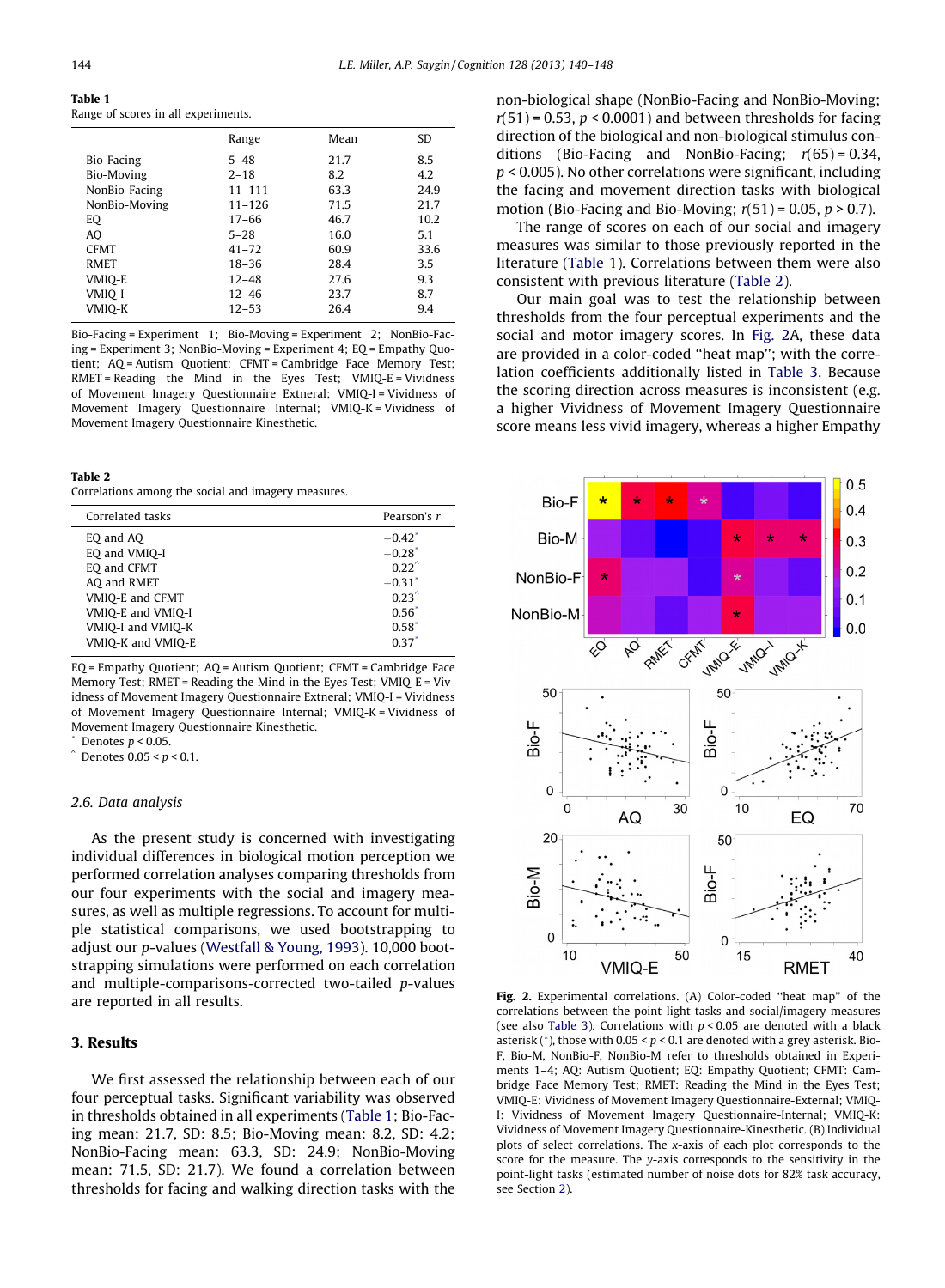**Table 1**
Range of scores in all experiments.

| | Range | Mean | SD |
|---|---|---|---|
| Bio-Facing | 5–48 | 21.7 | 8.5 |
| Bio-Moving | 2–18 | 8.2 | 4.2 |
| NonBio-Facing | 11–111 | 63.3 | 24.9 |
| NonBio-Moving | 11–126 | 71.5 | 21.7 |
| EQ | 17–66 | 46.7 | 10.2 |
| AQ | 5–28 | 16.0 | 5.1 |
| CFMT | 41–72 | 60.9 | 33.6 |
| RMET | 18–36 | 28.4 | 3.5 |
| VMIQ-E | 12–48 | 27.6 | 9.3 |
| VMIQ-I | 12–46 | 23.7 | 8.7 |
| VMIQ-K | 12–53 | 26.4 | 9.4 |

Bio-Facing = Experiment 1; Bio-Moving = Experiment 2; NonBio-Facing = Experiment 3; NonBio-Moving = Experiment 4; EQ = Empathy Quotient; AQ = Autism Quotient; CFMT = Cambridge Face Memory Test; RMET = Reading the Mind in the Eyes Test; VMIQ-E = Vividness of Movement Imagery Questionnaire Extneral; VMIQ-I = Vividness of Movement Imagery Questionnaire Internal; VMIQ-K = Vividness of Movement Imagery Questionnaire Kinesthetic.

**Table 2**
Correlations among the social and imagery measures.

| Correlated tasks | Pearson's $r$ |
|---|---|
| EQ and AQ | $-0.42^{*}$ |
| EQ and VMIQ-I | $-0.28^{*}$ |
| EQ and CFMT | $0.22^{\wedge}$ |
| AQ and RMET | $-0.31^{*}$ |
| VMIQ-E and CFMT | $0.23^{\wedge}$ |
| VMIQ-E and VMIQ-I | $0.56^{*}$ |
| VMIQ-I and VMIQ-K | $0.58^{*}$ |
| VMIQ-K and VMIQ-E | $0.37^{*}$ |

EQ = Empathy Quotient; AQ = Autism Quotient; CFMT = Cambridge Face Memory Test; RMET = Reading the Mind in the Eyes Test; VMIQ-E = Vividness of Movement Imagery Questionnaire Extneral; VMIQ-I = Vividness of Movement Imagery Questionnaire Internal; VMIQ-K = Vividness of Movement Imagery Questionnaire Kinesthetic.
\* Denotes $p < 0.05$.
^ Denotes $0.05 < p < 0.1$.

### 2.6. Data analysis

As the present study is concerned with investigating individual differences in biological motion perception we performed correlation analyses comparing thresholds from our four experiments with the social and imagery measures, as well as multiple regressions. To account for multiple statistical comparisons, we used bootstrapping to adjust our $p$-values (Westfall & Young, 1993). 10,000 bootstrapping simulations were performed on each correlation and multiple-comparisons-corrected two-tailed $p$-values are reported in all results.

## 3. Results

We first assessed the relationship between each of our four perceptual tasks. Significant variability was observed in thresholds obtained in all experiments (Table 1; Bio-Facing mean: 21.7, SD: 8.5; Bio-Moving mean: 8.2, SD: 4.2; NonBio-Facing mean: 63.3, SD: 24.9; NonBio-Moving mean: 71.5, SD: 21.7). We found a correlation between thresholds for facing and walking direction tasks with the non-biological shape (NonBio-Facing and NonBio-Moving; $r(51) = 0.53$, $p < 0.0001$) and between thresholds for facing direction of the biological and non-biological stimulus conditions (Bio-Facing and NonBio-Facing; $r(65) = 0.34$, $p < 0.005$). No other correlations were significant, including the facing and movement direction tasks with biological motion (Bio-Facing and Bio-Moving; $r(51) = 0.05$, $p > 0.7$).

The range of scores on each of our social and imagery measures was similar to those previously reported in the literature (Table 1). Correlations between them were also consistent with previous literature (Table 2).

Our main goal was to test the relationship between thresholds from the four perceptual experiments and the social and motor imagery scores. In Fig. 2A, these data are provided in a color-coded "heat map"; with the correlation coefficients additionally listed in Table 3. Because the scoring direction across measures is inconsistent (e.g. a higher Vividness of Movement Imagery Questionnaire score means less vivid imagery, whereas a higher Empathy

**Fig. 2.** Experimental correlations. (A) Color-coded "heat map" of the correlations between the point-light tasks and social/imagery measures (see also Table 3). Correlations with $p < 0.05$ are denoted with a black asterisk (*), those with $0.05 < p < 0.1$ are denoted with a grey asterisk. Bio-F, Bio-M, NonBio-F, NonBio-M refer to thresholds obtained in Experiments 1–4; AQ: Autism Quotient; EQ: Empathy Quotient; CFMT: Cambridge Face Memory Test; RMET: Reading the Mind in the Eyes Test; VMIQ-E: Vividness of Movement Imagery Questionnaire-External; VMIQ-I: Vividness of Movement Imagery Questionnaire-Internal; VMIQ-K: Vividness of Movement Imagery Questionnaire-Kinesthetic. (B) Individual plots of select correlations. The $x$-axis of each plot corresponds to the score for the measure. The $y$-axis corresponds to the sensitivity in the point-light tasks (estimated number of noise dots for 82% task accuracy, see Section 2).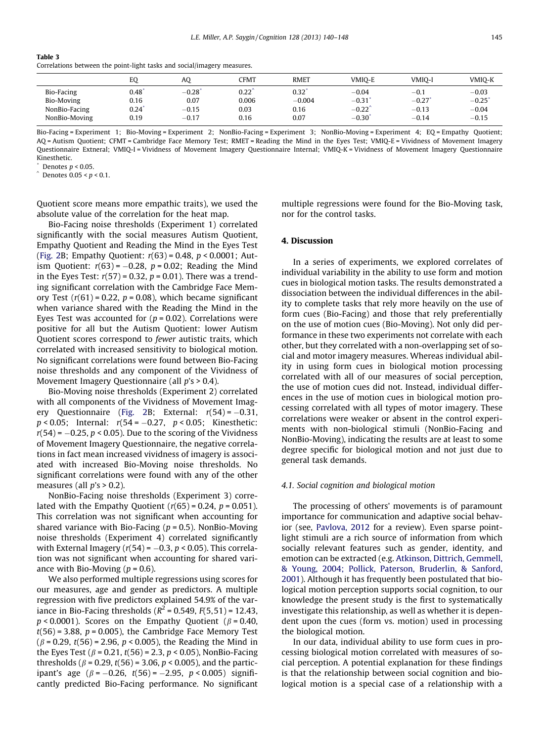**Table 3**
Correlations between the point-light tasks and social/imagery measures.

| | EQ | AQ | CFMT | RMET | VMIQ-E | VMIQ-I | VMIQ-K |
|---|---|---|---|---|---|---|---|
| Bio-Facing | 0.48* | −0.28* | 0.22^ | 0.32* | −0.04 | −0.1 | −0.03 |
| Bio-Moving | 0.16 | 0.07 | 0.006 | −0.004 | −0.31* | −0.27* | −0.25* |
| NonBio-Facing | 0.24* | −0.15 | 0.03 | 0.16 | −0.22^ | −0.13 | −0.04 |
| NonBio-Moving | 0.19 | −0.17 | 0.16 | 0.07 | −0.30* | −0.14 | −0.15 |

Bio-Facing = Experiment 1; Bio-Moving = Experiment 2; NonBio-Facing = Experiment 3; NonBio-Moving = Experiment 4; EQ = Empathy Quotient; AQ = Autism Quotient; CFMT = Cambridge Face Memory Test; RMET = Reading the Mind in the Eyes Test; VMIQ-E = Vividness of Movement Imagery Questionnaire Extneral; VMIQ-I = Vividness of Movement Imagery Questionnaire Internal; VMIQ-K = Vividness of Movement Imagery Questionnaire Kinesthetic.

\* Denotes $p < 0.05$.

^ Denotes $0.05 < p < 0.1$.

Quotient score means more empathic traits), we used the absolute value of the correlation for the heat map.

Bio-Facing noise thresholds (Experiment 1) correlated significantly with the social measures Autism Quotient, Empathy Quotient and Reading the Mind in the Eyes Test (Fig. 2B; Empathy Quotient: $r(63) = 0.48$, $p < 0.0001$; Autism Quotient: $r(63) = -0.28$, $p = 0.02$; Reading the Mind in the Eyes Test: $r(57) = 0.32$, $p = 0.01$). There was a trending significant correlation with the Cambridge Face Memory Test ($r(61) = 0.22$, $p = 0.08$), which became significant when variance shared with the Reading the Mind in the Eyes Test was accounted for ($p = 0.02$). Correlations were positive for all but the Autism Quotient: lower Autism Quotient scores correspond to *fewer* autistic traits, which correlated with increased sensitivity to biological motion. No significant correlations were found between Bio-Facing noise thresholds and any component of the Vividness of Movement Imagery Questionnaire (all $p$'s > 0.4).

Bio-Moving noise thresholds (Experiment 2) correlated with all components of the Vividness of Movement Imagery Questionnaire (Fig. 2B; External: $r(54) = -0.31$, $p < 0.05$; Internal: $r(54 = -0.27$, $p < 0.05$; Kinesthetic: $r(54) = -0.25$, $p < 0.05$). Due to the scoring of the Vividness of Movement Imagery Questionnaire, the negative correlations in fact mean increased vividness of imagery is associated with increased Bio-Moving noise thresholds. No significant correlations were found with any of the other measures (all $p$'s > 0.2).

NonBio-Facing noise thresholds (Experiment 3) correlated with the Empathy Quotient ($r(65) = 0.24$, $p = 0.051$). This correlation was not significant when accounting for shared variance with Bio-Facing ($p = 0.5$). NonBio-Moving noise thresholds (Experiment 4) correlated significantly with External Imagery ($r(54) = -0.3$, $p < 0.05$). This correlation was not significant when accounting for shared variance with Bio-Moving ($p = 0.6$).

We also performed multiple regressions using scores for our measures, age and gender as predictors. A multiple regression with five predictors explained 54.9% of the variance in Bio-Facing thresholds ($R^2 = 0.549$, $F(5,51) = 12.43$, $p < 0.0001$). Scores on the Empathy Quotient ($\beta = 0.40$, $t(56) = 3.88$, $p = 0.005$), the Cambridge Face Memory Test ($\beta = 0.29$, $t(56) = 2.96$, $p < 0.005$), the Reading the Mind in the Eyes Test ($\beta = 0.21$, $t(56) = 2.3$, $p < 0.05$), NonBio-Facing thresholds ($\beta = 0.29$, $t(56) = 3.06$, $p < 0.005$), and the participant's age ($\beta = -0.26$, $t(56) = -2.95$, $p < 0.005$) significantly predicted Bio-Facing performance. No significant multiple regressions were found for the Bio-Moving task, nor for the control tasks.

## 4. Discussion

In a series of experiments, we explored correlates of individual variability in the ability to use form and motion cues in biological motion tasks. The results demonstrated a dissociation between the individual differences in the ability to complete tasks that rely more heavily on the use of form cues (Bio-Facing) and those that rely preferentially on the use of motion cues (Bio-Moving). Not only did performance in these two experiments not correlate with each other, but they correlated with a non-overlapping set of social and motor imagery measures. Whereas individual ability in using form cues in biological motion processing correlated with all of our measures of social perception, the use of motion cues did not. Instead, individual differences in the use of motion cues in biological motion processing correlated with all types of motor imagery. These correlations were weaker or absent in the control experiments with non-biological stimuli (NonBio-Facing and NonBio-Moving), indicating the results are at least to some degree specific for biological motion and not just due to general task demands.

### 4.1. Social cognition and biological motion

The processing of others' movements is of paramount importance for communication and adaptive social behavior (see, Pavlova, 2012 for a review). Even sparse point-light stimuli are a rich source of information from which socially relevant features such as gender, identity, and emotion can be extracted (e.g. Atkinson, Dittrich, Gemmell, & Young, 2004; Pollick, Paterson, Bruderlin, & Sanford, 2001). Although it has frequently been postulated that biological motion perception supports social cognition, to our knowledge the present study is the first to systematically investigate this relationship, as well as whether it is dependent upon the cues (form vs. motion) used in processing the biological motion.

In our data, individual ability to use form cues in processing biological motion correlated with measures of social perception. A potential explanation for these findings is that the relationship between social cognition and biological motion is a special case of a relationship with a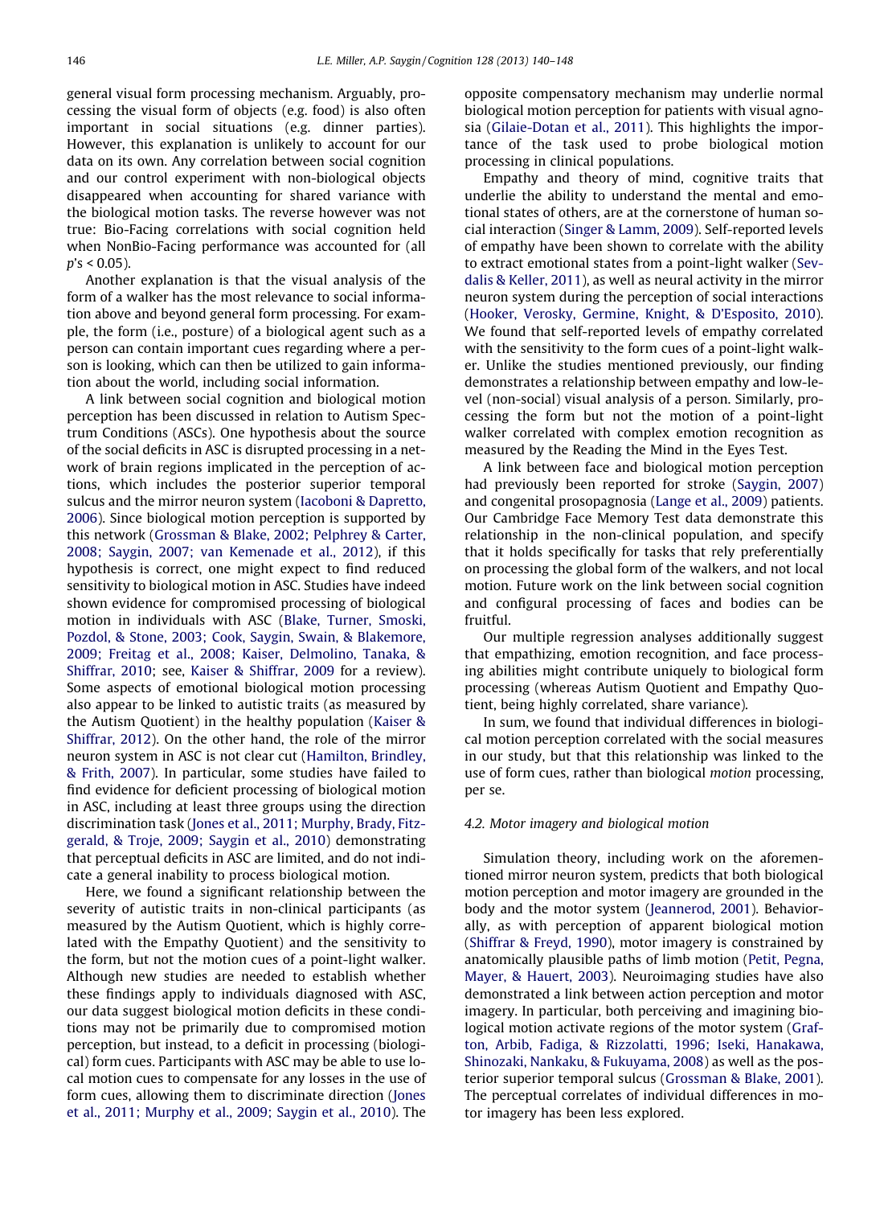general visual form processing mechanism. Arguably, processing the visual form of objects (e.g. food) is also often important in social situations (e.g. dinner parties). However, this explanation is unlikely to account for our data on its own. Any correlation between social cognition and our control experiment with non-biological objects disappeared when accounting for shared variance with the biological motion tasks. The reverse however was not true: Bio-Facing correlations with social cognition held when NonBio-Facing performance was accounted for (all $p$'s < 0.05).

Another explanation is that the visual analysis of the form of a walker has the most relevance to social information above and beyond general form processing. For example, the form (i.e., posture) of a biological agent such as a person can contain important cues regarding where a person is looking, which can then be utilized to gain information about the world, including social information.

A link between social cognition and biological motion perception has been discussed in relation to Autism Spectrum Conditions (ASCs). One hypothesis about the source of the social deficits in ASC is disrupted processing in a network of brain regions implicated in the perception of actions, which includes the posterior superior temporal sulcus and the mirror neuron system (Iacoboni & Dapretto, 2006). Since biological motion perception is supported by this network (Grossman & Blake, 2002; Pelphrey & Carter, 2008; Saygin, 2007; van Kemenade et al., 2012), if this hypothesis is correct, one might expect to find reduced sensitivity to biological motion in ASC. Studies have indeed shown evidence for compromised processing of biological motion in individuals with ASC (Blake, Turner, Smoski, Pozdol, & Stone, 2003; Cook, Saygin, Swain, & Blakemore, 2009; Freitag et al., 2008; Kaiser, Delmolino, Tanaka, & Shiffrar, 2010; see, Kaiser & Shiffrar, 2009 for a review). Some aspects of emotional biological motion processing also appear to be linked to autistic traits (as measured by the Autism Quotient) in the healthy population (Kaiser & Shiffrar, 2012). On the other hand, the role of the mirror neuron system in ASC is not clear cut (Hamilton, Brindley, & Frith, 2007). In particular, some studies have failed to find evidence for deficient processing of biological motion in ASC, including at least three groups using the direction discrimination task (Jones et al., 2011; Murphy, Brady, Fitzgerald, & Troje, 2009; Saygin et al., 2010) demonstrating that perceptual deficits in ASC are limited, and do not indicate a general inability to process biological motion.

Here, we found a significant relationship between the severity of autistic traits in non-clinical participants (as measured by the Autism Quotient, which is highly correlated with the Empathy Quotient) and the sensitivity to the form, but not the motion cues of a point-light walker. Although new studies are needed to establish whether these findings apply to individuals diagnosed with ASC, our data suggest biological motion deficits in these conditions may not be primarily due to compromised motion perception, but instead, to a deficit in processing (biological) form cues. Participants with ASC may be able to use local motion cues to compensate for any losses in the use of form cues, allowing them to discriminate direction (Jones et al., 2011; Murphy et al., 2009; Saygin et al., 2010). The opposite compensatory mechanism may underlie normal biological motion perception for patients with visual agnosia (Gilaie-Dotan et al., 2011). This highlights the importance of the task used to probe biological motion processing in clinical populations.

Empathy and theory of mind, cognitive traits that underlie the ability to understand the mental and emotional states of others, are at the cornerstone of human social interaction (Singer & Lamm, 2009). Self-reported levels of empathy have been shown to correlate with the ability to extract emotional states from a point-light walker (Sevdalis & Keller, 2011), as well as neural activity in the mirror neuron system during the perception of social interactions (Hooker, Verosky, Germine, Knight, & D'Esposito, 2010). We found that self-reported levels of empathy correlated with the sensitivity to the form cues of a point-light walker. Unlike the studies mentioned previously, our finding demonstrates a relationship between empathy and low-level (non-social) visual analysis of a person. Similarly, processing the form but not the motion of a point-light walker correlated with complex emotion recognition as measured by the Reading the Mind in the Eyes Test.

A link between face and biological motion perception had previously been reported for stroke (Saygin, 2007) and congenital prosopagnosia (Lange et al., 2009) patients. Our Cambridge Face Memory Test data demonstrate this relationship in the non-clinical population, and specify that it holds specifically for tasks that rely preferentially on processing the global form of the walkers, and not local motion. Future work on the link between social cognition and configural processing of faces and bodies can be fruitful.

Our multiple regression analyses additionally suggest that empathizing, emotion recognition, and face processing abilities might contribute uniquely to biological form processing (whereas Autism Quotient and Empathy Quotient, being highly correlated, share variance).

In sum, we found that individual differences in biological motion perception correlated with the social measures in our study, but that this relationship was linked to the use of form cues, rather than biological *motion* processing, per se.

### 4.2. Motor imagery and biological motion

Simulation theory, including work on the aforementioned mirror neuron system, predicts that both biological motion perception and motor imagery are grounded in the body and the motor system (Jeannerod, 2001). Behaviorally, as with perception of apparent biological motion (Shiffrar & Freyd, 1990), motor imagery is constrained by anatomically plausible paths of limb motion (Petit, Pegna, Mayer, & Hauert, 2003). Neuroimaging studies have also demonstrated a link between action perception and motor imagery. In particular, both perceiving and imagining biological motion activate regions of the motor system (Grafton, Arbib, Fadiga, & Rizzolatti, 1996; Iseki, Hanakawa, Shinozaki, Nankaku, & Fukuyama, 2008) as well as the posterior superior temporal sulcus (Grossman & Blake, 2001). The perceptual correlates of individual differences in motor imagery has been less explored.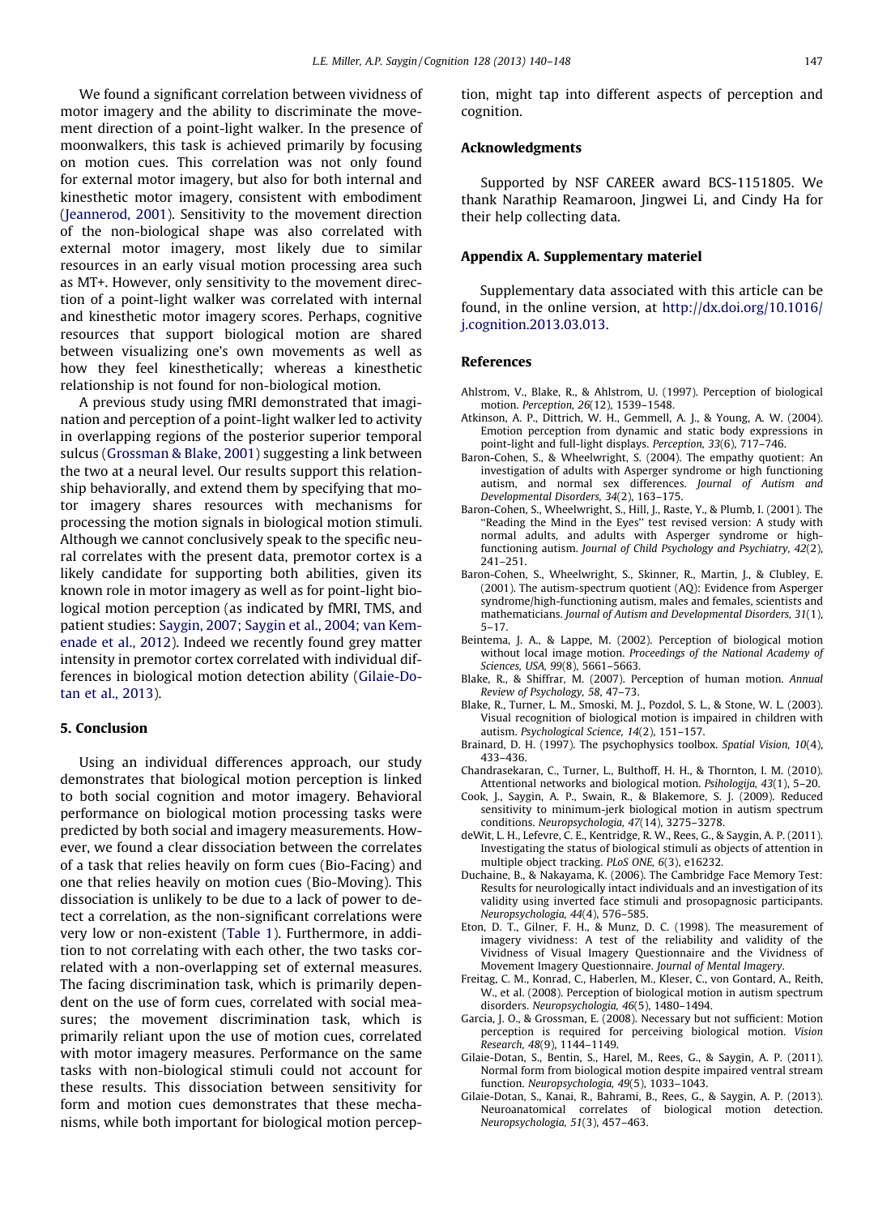We found a significant correlation between vividness of motor imagery and the ability to discriminate the movement direction of a point-light walker. In the presence of moonwalkers, this task is achieved primarily by focusing on motion cues. This correlation was not only found for external motor imagery, but also for both internal and kinesthetic motor imagery, consistent with embodiment (Jeannerod, 2001). Sensitivity to the movement direction of the non-biological shape was also correlated with external motor imagery, most likely due to similar resources in an early visual motion processing area such as MT+. However, only sensitivity to the movement direction of a point-light walker was correlated with internal and kinesthetic motor imagery scores. Perhaps, cognitive resources that support biological motion are shared between visualizing one's own movements as well as how they feel kinesthetically; whereas a kinesthetic relationship is not found for non-biological motion.

A previous study using fMRI demonstrated that imagination and perception of a point-light walker led to activity in overlapping regions of the posterior superior temporal sulcus (Grossman & Blake, 2001) suggesting a link between the two at a neural level. Our results support this relationship behaviorally, and extend them by specifying that motor imagery shares resources with mechanisms for processing the motion signals in biological motion stimuli. Although we cannot conclusively speak to the specific neural correlates with the present data, premotor cortex is a likely candidate for supporting both abilities, given its known role in motor imagery as well as for point-light biological motion perception (as indicated by fMRI, TMS, and patient studies: Saygin, 2007; Saygin et al., 2004; van Kemenade et al., 2012). Indeed we recently found grey matter intensity in premotor cortex correlated with individual differences in biological motion detection ability (Gilaie-Dotan et al., 2013).

## 5. Conclusion

Using an individual differences approach, our study demonstrates that biological motion perception is linked to both social cognition and motor imagery. Behavioral performance on biological motion processing tasks were predicted by both social and imagery measurements. However, we found a clear dissociation between the correlates of a task that relies heavily on form cues (Bio-Facing) and one that relies heavily on motion cues (Bio-Moving). This dissociation is unlikely to be due to a lack of power to detect a correlation, as the non-significant correlations were very low or non-existent (Table 1). Furthermore, in addition to not correlating with each other, the two tasks correlated with a non-overlapping set of external measures. The facing discrimination task, which is primarily dependent on the use of form cues, correlated with social measures; the movement discrimination task, which is primarily reliant upon the use of motion cues, correlated with motor imagery measures. Performance on the same tasks with non-biological stimuli could not account for these results. This dissociation between sensitivity for form and motion cues demonstrates that these mechanisms, while both important for biological motion perception, might tap into different aspects of perception and cognition.

## Acknowledgments

Supported by NSF CAREER award BCS-1151805. We thank Narathip Reamaroon, Jingwei Li, and Cindy Ha for their help collecting data.

## Appendix A. Supplementary materiel

Supplementary data associated with this article can be found, in the online version, at http://dx.doi.org/10.1016/j.cognition.2013.03.013.

## References

Ahlstrom, V., Blake, R., & Ahlstrom, U. (1997). Perception of biological motion. *Perception, 26*(12), 1539–1548.

Atkinson, A. P., Dittrich, W. H., Gemmell, A. J., & Young, A. W. (2004). Emotion perception from dynamic and static body expressions in point-light and full-light displays. *Perception, 33*(6), 717–746.

Baron-Cohen, S., & Wheelwright, S. (2004). The empathy quotient: An investigation of adults with Asperger syndrome or high functioning autism, and normal sex differences. *Journal of Autism and Developmental Disorders, 34*(2), 163–175.

Baron-Cohen, S., Wheelwright, S., Hill, J., Raste, Y., & Plumb, I. (2001). The "Reading the Mind in the Eyes" test revised version: A study with normal adults, and adults with Asperger syndrome or high-functioning autism. *Journal of Child Psychology and Psychiatry, 42*(2), 241–251.

Baron-Cohen, S., Wheelwright, S., Skinner, R., Martin, J., & Clubley, E. (2001). The autism-spectrum quotient (AQ): Evidence from Asperger syndrome/high-functioning autism, males and females, scientists and mathematicians. *Journal of Autism and Developmental Disorders, 31*(1), 5–17.

Beintema, J. A., & Lappe, M. (2002). Perception of biological motion without local image motion. *Proceedings of the National Academy of Sciences, USA, 99*(8), 5661–5663.

Blake, R., & Shiffrar, M. (2007). Perception of human motion. *Annual Review of Psychology, 58*, 47–73.

Blake, R., Turner, L. M., Smoski, M. J., Pozdol, S. L., & Stone, W. L. (2003). Visual recognition of biological motion is impaired in children with autism. *Psychological Science, 14*(2), 151–157.

Brainard, D. H. (1997). The psychophysics toolbox. *Spatial Vision, 10*(4), 433–436.

Chandrasekaran, C., Turner, L., Bulthoff, H. H., & Thornton, I. M. (2010). Attentional networks and biological motion. *Psihologija, 43*(1), 5–20.

Cook, J., Saygin, A. P., Swain, R., & Blakemore, S. J. (2009). Reduced sensitivity to minimum-jerk biological motion in autism spectrum conditions. *Neuropsychologia, 47*(14), 3275–3278.

deWit, L. H., Lefevre, C. E., Kentridge, R. W., Rees, G., & Saygin, A. P. (2011). Investigating the status of biological stimuli as objects of attention in multiple object tracking. *PLoS ONE, 6*(3), e16232.

Duchaine, B., & Nakayama, K. (2006). The Cambridge Face Memory Test: Results for neurologically intact individuals and an investigation of its validity using inverted face stimuli and prosopagnosic participants. *Neuropsychologia, 44*(4), 576–585.

Eton, D. T., Gilner, F. H., & Munz, D. C. (1998). The measurement of imagery vividness: A test of the reliability and validity of the Vividness of Visual Imagery Questionnaire and the Vividness of Movement Imagery Questionnaire. *Journal of Mental Imagery*.

Freitag, C. M., Konrad, C., Haberlen, M., Kleser, C., von Gontard, A., Reith, W., et al. (2008). Perception of biological motion in autism spectrum disorders. *Neuropsychologia, 46*(5), 1480–1494.

Garcia, J. O., & Grossman, E. (2008). Necessary but not sufficient: Motion perception is required for perceiving biological motion. *Vision Research, 48*(9), 1144–1149.

Gilaie-Dotan, S., Bentin, S., Harel, M., Rees, G., & Saygin, A. P. (2011). Normal form from biological motion despite impaired ventral stream function. *Neuropsychologia, 49*(5), 1033–1043.

Gilaie-Dotan, S., Kanai, R., Bahrami, B., Rees, G., & Saygin, A. P. (2013). Neuroanatomical correlates of biological motion detection. *Neuropsychologia, 51*(3), 457–463.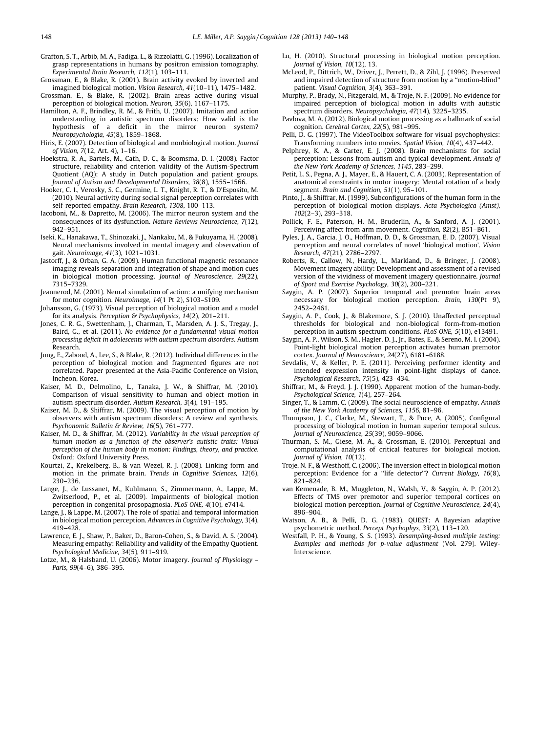Grafton, S. T., Arbib, M. A., Fadiga, L., & Rizzolatti, G. (1996). Localization of grasp representations in humans by positron emission tomography. *Experimental Brain Research, 112*(1), 103–111.

Grossman, E., & Blake, R. (2001). Brain activity evoked by inverted and imagined biological motion. *Vision Research, 41*(10–11), 1475–1482.

Grossman, E., & Blake, R. (2002). Brain areas active during visual perception of biological motion. *Neuron, 35*(6), 1167–1175.

Hamilton, A. F., Brindley, R. M., & Frith, U. (2007). Imitation and action understanding in autistic spectrum disorders: How valid is the hypothesis of a deficit in the mirror neuron system? *Neuropsychologia, 45*(8), 1859–1868.

Hiris, E. (2007). Detection of biological and nonbiological motion. *Journal of Vision, 7*(12, Art. 4), 1–16.

Hoekstra, R. A., Bartels, M., Cath, D. C., & Boomsma, D. I. (2008). Factor structure, reliability and criterion validity of the Autism-Spectrum Quotient (AQ): A study in Dutch population and patient groups. *Journal of Autism and Developmental Disorders, 38*(8), 1555–1566.

Hooker, C. I., Verosky, S. C., Germine, L. T., Knight, R. T., & D'Esposito, M. (2010). Neural activity during social signal perception correlates with self-reported empathy. *Brain Research, 1308*, 100–113.

Iacoboni, M., & Dapretto, M. (2006). The mirror neuron system and the consequences of its dysfunction. *Nature Reviews Neuroscience, 7*(12), 942–951.

Iseki, K., Hanakawa, T., Shinozaki, J., Nankaku, M., & Fukuyama, H. (2008). Neural mechanisms involved in mental imagery and observation of gait. *Neuroimage, 41*(3), 1021–1031.

Jastorff, J., & Orban, G. A. (2009). Human functional magnetic resonance imaging reveals separation and integration of shape and motion cues in biological motion processing. *Journal of Neuroscience, 29*(22), 7315–7329.

Jeannerod, M. (2001). Neural simulation of action: a unifying mechanism for motor cognition. *Neuroimage, 14*(1 Pt 2), S103–S109.

Johansson, G. (1973). Visual perception of biological motion and a model for its analysis. *Perception & Psychophysics, 14*(2), 201–211.

Jones, C. R. G., Swettenham, J., Charman, T., Marsden, A. J. S., Tregay, J., Baird, G., et al. (2011). *No evidence for a fundamental visual motion processing deficit in adolescents with autism spectrum disorders*. Autism Research.

Jung, E., Zabood, A., Lee, S., & Blake, R. (2012). Individual differences in the perception of biological motion and fragmented figures are not correlated. Paper presented at the Asia-Pacific Conference on Vision, Incheon, Korea.

Kaiser, M. D., Delmolino, L., Tanaka, J. W., & Shiffrar, M. (2010). Comparison of visual sensitivity to human and object motion in autism spectrum disorder. *Autism Research, 3*(4), 191–195.

Kaiser, M. D., & Shiffrar, M. (2009). The visual perception of motion by observers with autism spectrum disorders: A review and synthesis. *Psychonomic Bulletin & Review, 16*(5), 761–777.

Kaiser, M. D., & Shiffrar, M. (2012). *Variability in the visual perception of human motion as a function of the observer's autistic traits: Visual perception of the human body in motion: Findings, theory, and practice*. Oxford: Oxford University Press.

Kourtzi, Z., Krekelberg, B., & van Wezel, R. J. (2008). Linking form and motion in the primate brain. *Trends in Cognitive Sciences, 12*(6), 230–236.

Lange, J., de Lussanet, M., Kuhlmann, S., Zimmermann, A., Lappe, M., Zwitserlood, P., et al. (2009). Impairments of biological motion perception in congenital prosopagnosia. *PLoS ONE, 4*(10), e7414.

Lange, J., & Lappe, M. (2007). The role of spatial and temporal information in biological motion perception. *Advances in Cognitive Psychology, 3*(4), 419–428.

Lawrence, E. J., Shaw, P., Baker, D., Baron-Cohen, S., & David, A. S. (2004). Measuring empathy: Reliability and validity of the Empathy Quotient. *Psychological Medicine, 34*(5), 911–919.

Lotze, M., & Halsband, U. (2006). Motor imagery. *Journal of Physiology – Paris, 99*(4–6), 386–395.

Lu, H. (2010). Structural processing in biological motion perception. *Journal of Vision, 10*(12), 13.

McLeod, P., Dittrich, W., Driver, J., Perrett, D., & Zihl, J. (1996). Preserved and impaired detection of structure from motion by a "motion-blind" patient. *Visual Cognition, 3*(4), 363–391.

Murphy, P., Brady, N., Fitzgerald, M., & Troje, N. F. (2009). No evidence for impaired perception of biological motion in adults with autistic spectrum disorders. *Neuropsychologia, 47*(14), 3225–3235.

Pavlova, M. A. (2012). Biological motion processing as a hallmark of social cognition. *Cerebral Cortex, 22*(5), 981–995.

Pelli, D. G. (1997). The VideoToolbox software for visual psychophysics: Transforming numbers into movies. *Spatial Vision, 10*(4), 437–442.

Pelphrey, K. A., & Carter, E. J. (2008). Brain mechanisms for social perception: Lessons from autism and typical development. *Annals of the New York Academy of Sciences, 1145*, 283–299.

Petit, L. S., Pegna, A. J., Mayer, E., & Hauert, C. A. (2003). Representation of anatomical constraints in motor imagery: Mental rotation of a body segment. *Brain and Cognition, 51*(1), 95–101.

Pinto, J., & Shiffrar, M. (1999). Subconfigurations of the human form in the perception of biological motion displays. *Acta Psychologica (Amst), 102*(2–3), 293–318.

Pollick, F. E., Paterson, H. M., Bruderlin, A., & Sanford, A. J. (2001). Perceiving affect from arm movement. *Cognition, 82*(2), B51–B61.

Pyles, J. A., Garcia, J. O., Hoffman, D. D., & Grossman, E. D. (2007). Visual perception and neural correlates of novel 'biological motion'. *Vision Research, 47*(21), 2786–2797.

Roberts, R., Callow, N., Hardy, L., Markland, D., & Bringer, J. (2008). Movement imagery ability: Development and assessment of a revised version of the vividness of movement imagery questionnaire. *Journal of Sport and Exercise Psychology, 30*(2), 200–221.

Saygin, A. P. (2007). Superior temporal and premotor brain areas necessary for biological motion perception. *Brain, 130*(Pt 9), 2452–2461.

Saygin, A. P., Cook, J., & Blakemore, S. J. (2010). Unaffected perceptual thresholds for biological and non-biological form-from-motion perception in autism spectrum conditions. *PLoS ONE, 5*(10), e13491.

Saygin, A. P., Wilson, S. M., Hagler, D. J., Jr., Bates, E., & Sereno, M. I. (2004). Point-light biological motion perception activates human premotor cortex. *Journal of Neuroscience, 24*(27), 6181–6188.

Sevdalis, V., & Keller, P. E. (2011). Perceiving performer identity and intended expression intensity in point-light displays of dance. *Psychological Research, 75*(5), 423–434.

Shiffrar, M., & Freyd, J. J. (1990). Apparent motion of the human-body. *Psychological Science, 1*(4), 257–264.

Singer, T., & Lamm, C. (2009). The social neuroscience of empathy. *Annals of the New York Academy of Sciences, 1156*, 81–96.

Thompson, J. C., Clarke, M., Stewart, T., & Puce, A. (2005). Configural processing of biological motion in human superior temporal sulcus. *Journal of Neuroscience, 25*(39), 9059–9066.

Thurman, S. M., Giese, M. A., & Grossman, E. (2010). Perceptual and computational analysis of critical features for biological motion. *Journal of Vision, 10*(12).

Troje, N. F., & Westhoff, C. (2006). The inversion effect in biological motion perception: Evidence for a "life detector"? *Current Biology, 16*(8), 821–824.

van Kemenade, B. M., Muggleton, N., Walsh, V., & Saygin, A. P. (2012). Effects of TMS over premotor and superior temporal cortices on biological motion perception. *Journal of Cognitive Neuroscience, 24*(4), 896–904.

Watson, A. B., & Pelli, D. G. (1983). QUEST: A Bayesian adaptive psychometric method. *Percept Psychophys, 33*(2), 113–120.

Westfall, P. H., & Young, S. S. (1993). *Resampling-based multiple testing: Examples and methods for p-value adjustment* (Vol. 279). Wiley-Interscience.